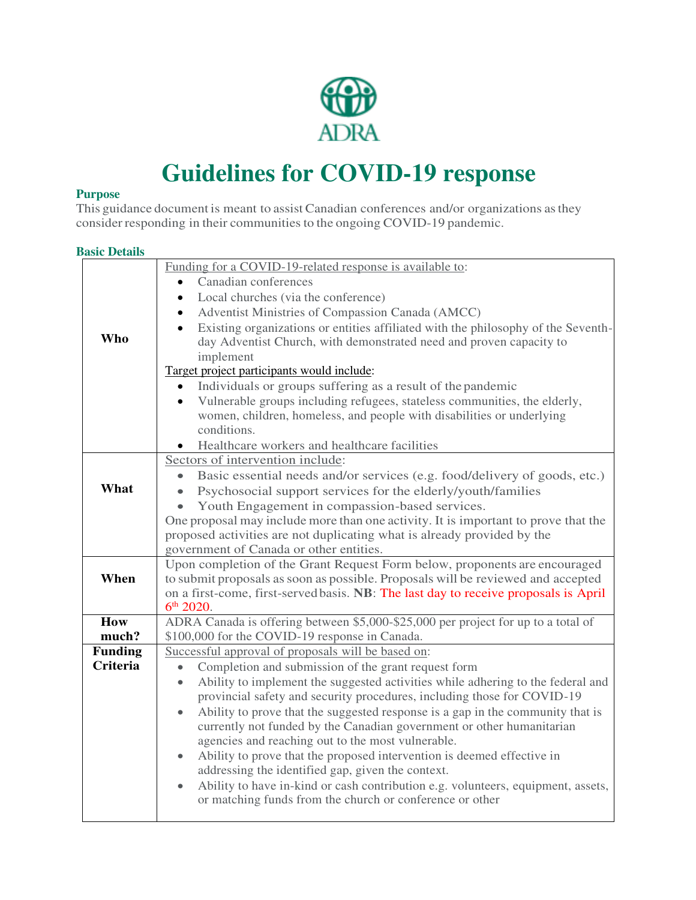ADRA

# Guidelines for COVID-19 response

### Purpose

This guidance document is meant to assist Canadian conferences and/or organizations as they consider responding in their communities to the ongoing COVID-19 pandemic.

### Basic Details

| | |
|---|---|
| **Who** | Funding for a COVID-19-related response is available to:<br>• Canadian conferences<br>• Local churches (via the conference)<br>• Adventist Ministries of Compassion Canada (AMCC)<br>• Existing organizations or entities affiliated with the philosophy of the Seventh-day Adventist Church, with demonstrated need and proven capacity to implement<br>Target project participants would include:<br>• Individuals or groups suffering as a result of the pandemic<br>• Vulnerable groups including refugees, stateless communities, the elderly, women, children, homeless, and people with disabilities or underlying conditions.<br>• Healthcare workers and healthcare facilities |
| **What** | Sectors of intervention include:<br>• Basic essential needs and/or services (e.g. food/delivery of goods, etc.)<br>• Psychosocial support services for the elderly/youth/families<br>• Youth Engagement in compassion-based services.<br>One proposal may include more than one activity. It is important to prove that the proposed activities are not duplicating what is already provided by the government of Canada or other entities. |
| **When** | Upon completion of the Grant Request Form below, proponents are encouraged to submit proposals as soon as possible. Proposals will be reviewed and accepted on a first-come, first-served basis. **NB**: The last day to receive proposals is April 6th 2020. |
| **How much?** | ADRA Canada is offering between $5,000-$25,000 per project for up to a total of $100,000 for the COVID-19 response in Canada. |
| **Funding Criteria** | Successful approval of proposals will be based on:<br>• Completion and submission of the grant request form<br>• Ability to implement the suggested activities while adhering to the federal and provincial safety and security procedures, including those for COVID-19<br>• Ability to prove that the suggested response is a gap in the community that is currently not funded by the Canadian government or other humanitarian agencies and reaching out to the most vulnerable.<br>• Ability to prove that the proposed intervention is deemed effective in addressing the identified gap, given the context.<br>• Ability to have in-kind or cash contribution e.g. volunteers, equipment, assets, or matching funds from the church or conference or other |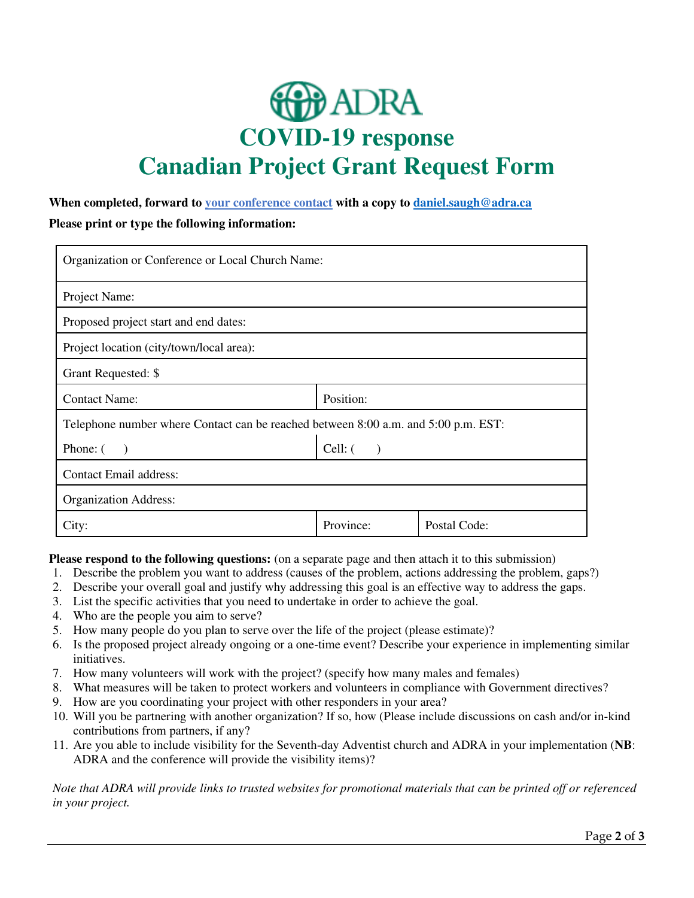# ADRA

# COVID-19 response
# Canadian Project Grant Request Form

**When completed, forward to [your conference contact] with a copy to daniel.saugh@adra.ca**

**Please print or type the following information:**

| Organization or Conference or Local Church Name: | | |
|---|---|---|
| Project Name: | | |
| Proposed project start and end dates: | | |
| Project location (city/town/local area): | | |
| Grant Requested: $ | | |
| Contact Name: | Position: | |
| Telephone number where Contact can be reached between 8:00 a.m. and 5:00 p.m. EST: | | |
| Phone: ( ) | Cell: ( ) | |
| Contact Email address: | | |
| Organization Address: | | |
| City: | Province: | Postal Code: |

**Please respond to the following questions:** (on a separate page and then attach it to this submission)

1. Describe the problem you want to address (causes of the problem, actions addressing the problem, gaps?)
2. Describe your overall goal and justify why addressing this goal is an effective way to address the gaps.
3. List the specific activities that you need to undertake in order to achieve the goal.
4. Who are the people you aim to serve?
5. How many people do you plan to serve over the life of the project (please estimate)?
6. Is the proposed project already ongoing or a one-time event? Describe your experience in implementing similar initiatives.
7. How many volunteers will work with the project? (specify how many males and females)
8. What measures will be taken to protect workers and volunteers in compliance with Government directives?
9. How are you coordinating your project with other responders in your area?
10. Will you be partnering with another organization? If so, how (Please include discussions on cash and/or in-kind contributions from partners, if any?
11. Are you able to include visibility for the Seventh-day Adventist church and ADRA in your implementation (**NB**: ADRA and the conference will provide the visibility items)?

*Note that ADRA will provide links to trusted websites for promotional materials that can be printed off or referenced in your project.*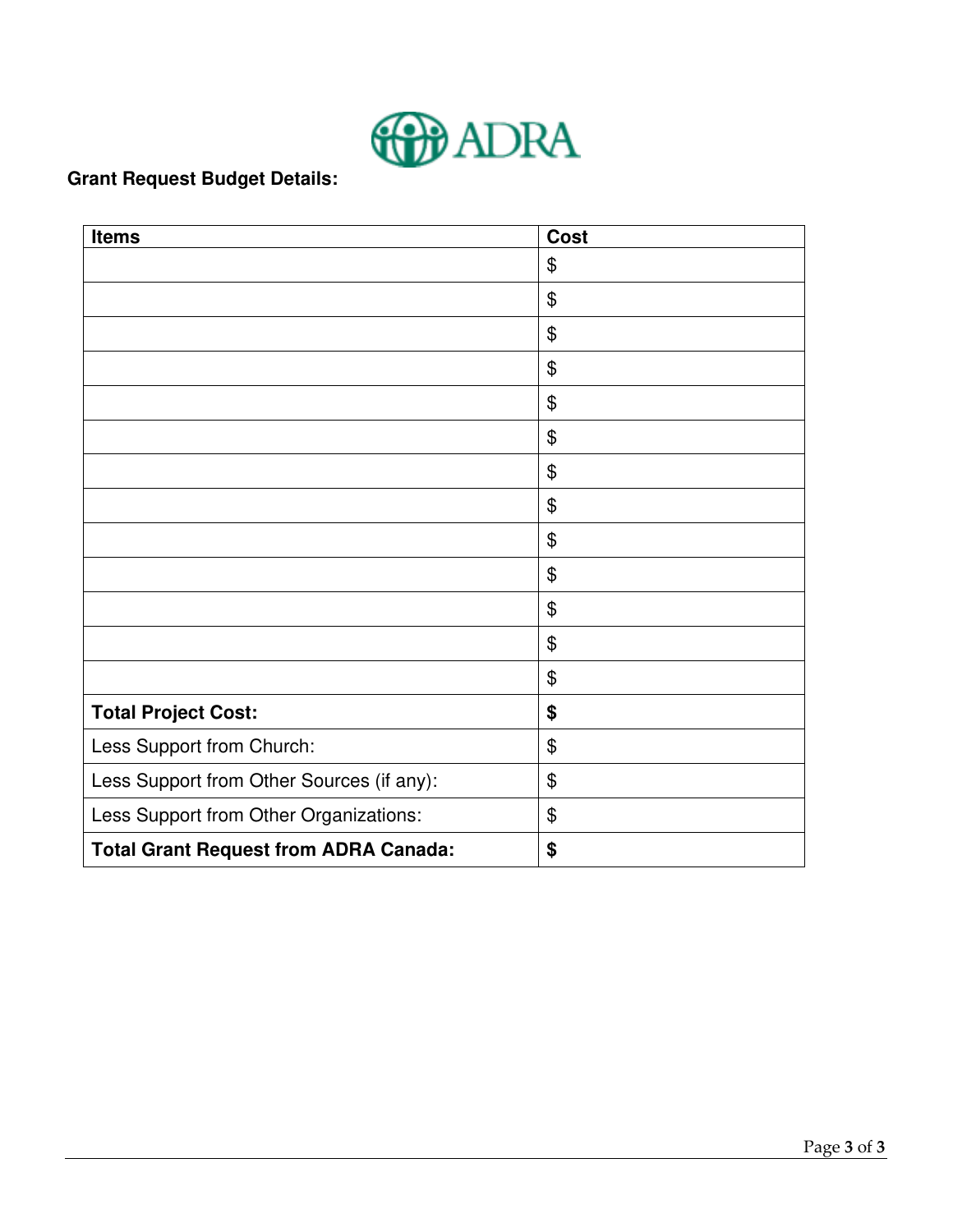ADRA

**Grant Request Budget Details:**

| Items | Cost |
| --- | --- |
| | $ |
| | $ |
| | $ |
| | $ |
| | $ |
| | $ |
| | $ |
| | $ |
| | $ |
| | $ |
| | $ |
| | $ |
| | $ |
| **Total Project Cost:** | **$** |
| Less Support from Church: | $ |
| Less Support from Other Sources (if any): | $ |
| Less Support from Other Organizations: | $ |
| **Total Grant Request from ADRA Canada:** | **$** |